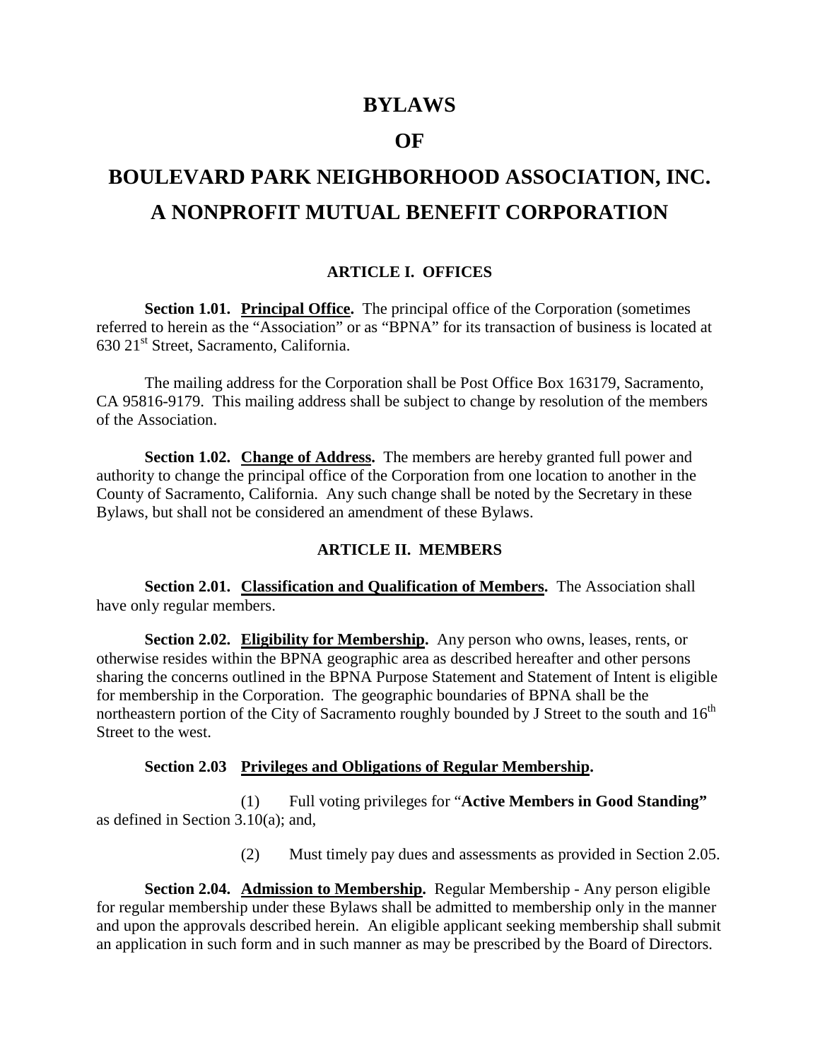# BYLAWS

# OF

# BOULEVARD PARK NEIGHBORHOOD ASSOCIATION, INC.
# A NONPROFIT MUTUAL BENEFIT CORPORATION

## ARTICLE I. OFFICES

**Section 1.01. Principal Office.** The principal office of the Corporation (sometimes referred to herein as the "Association" or as "BPNA" for its transaction of business is located at 630 21st Street, Sacramento, California.

The mailing address for the Corporation shall be Post Office Box 163179, Sacramento, CA 95816-9179. This mailing address shall be subject to change by resolution of the members of the Association.

**Section 1.02. Change of Address.** The members are hereby granted full power and authority to change the principal office of the Corporation from one location to another in the County of Sacramento, California. Any such change shall be noted by the Secretary in these Bylaws, but shall not be considered an amendment of these Bylaws.

## ARTICLE II. MEMBERS

**Section 2.01. Classification and Qualification of Members.** The Association shall have only regular members.

**Section 2.02. Eligibility for Membership.** Any person who owns, leases, rents, or otherwise resides within the BPNA geographic area as described hereafter and other persons sharing the concerns outlined in the BPNA Purpose Statement and Statement of Intent is eligible for membership in the Corporation. The geographic boundaries of BPNA shall be the northeastern portion of the City of Sacramento roughly bounded by J Street to the south and 16th Street to the west.

**Section 2.03 Privileges and Obligations of Regular Membership.**

(1) Full voting privileges for "**Active Members in Good Standing"** as defined in Section 3.10(a); and,

(2) Must timely pay dues and assessments as provided in Section 2.05.

**Section 2.04. Admission to Membership.** Regular Membership - Any person eligible for regular membership under these Bylaws shall be admitted to membership only in the manner and upon the approvals described herein. An eligible applicant seeking membership shall submit an application in such form and in such manner as may be prescribed by the Board of Directors.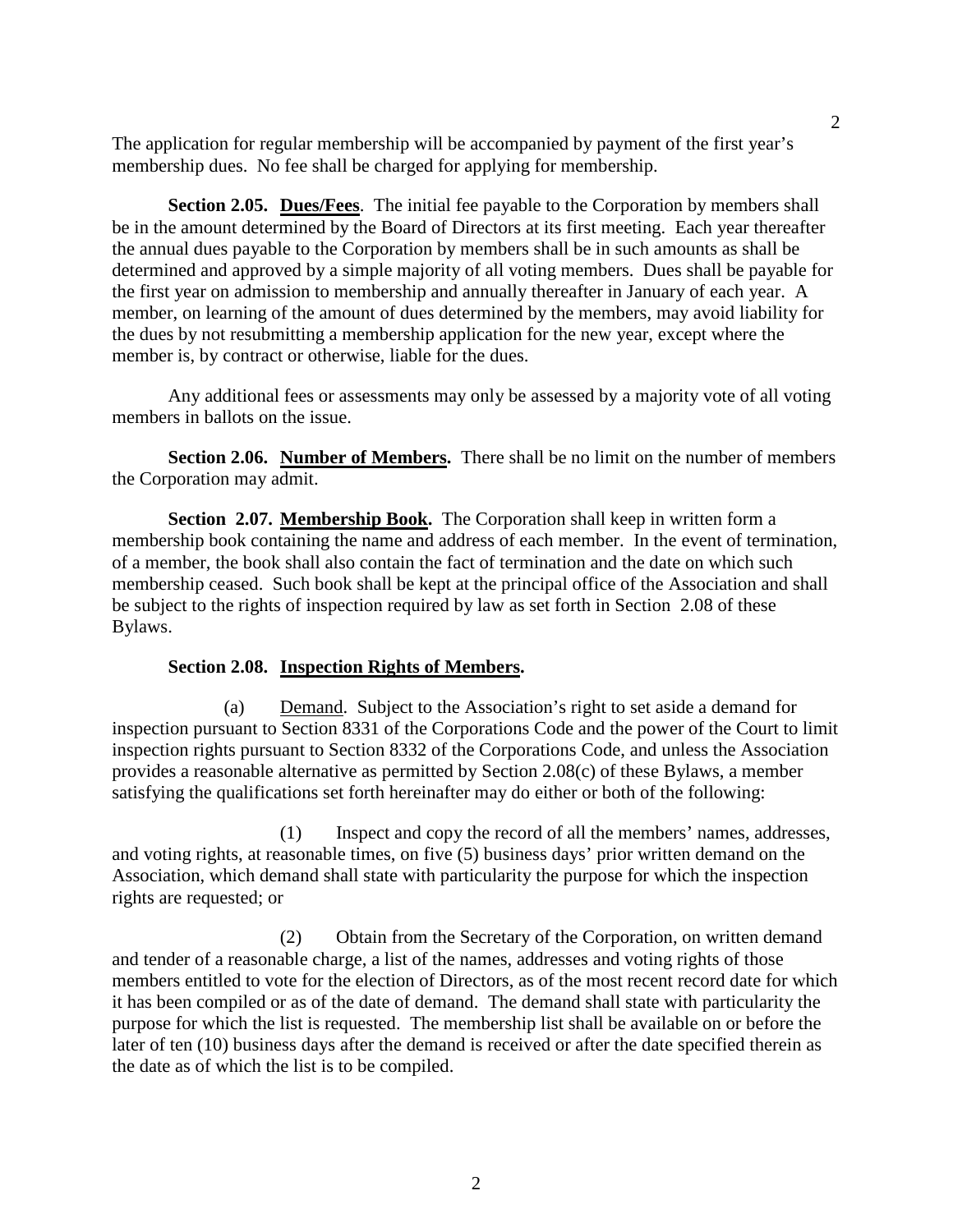The application for regular membership will be accompanied by payment of the first year's membership dues. No fee shall be charged for applying for membership.

**Section 2.05. <u>Dues/Fees</u>**. The initial fee payable to the Corporation by members shall be in the amount determined by the Board of Directors at its first meeting. Each year thereafter the annual dues payable to the Corporation by members shall be in such amounts as shall be determined and approved by a simple majority of all voting members. Dues shall be payable for the first year on admission to membership and annually thereafter in January of each year. A member, on learning of the amount of dues determined by the members, may avoid liability for the dues by not resubmitting a membership application for the new year, except where the member is, by contract or otherwise, liable for the dues.

Any additional fees or assessments may only be assessed by a majority vote of all voting members in ballots on the issue.

**Section 2.06. <u>Number of Members</u>.** There shall be no limit on the number of members the Corporation may admit.

**Section 2.07. <u>Membership Book</u>.** The Corporation shall keep in written form a membership book containing the name and address of each member. In the event of termination, of a member, the book shall also contain the fact of termination and the date on which such membership ceased. Such book shall be kept at the principal office of the Association and shall be subject to the rights of inspection required by law as set forth in Section 2.08 of these Bylaws.

**Section 2.08. <u>Inspection Rights of Members</u>.**

(a) <u>Demand</u>. Subject to the Association's right to set aside a demand for inspection pursuant to Section 8331 of the Corporations Code and the power of the Court to limit inspection rights pursuant to Section 8332 of the Corporations Code, and unless the Association provides a reasonable alternative as permitted by Section 2.08(c) of these Bylaws, a member satisfying the qualifications set forth hereinafter may do either or both of the following:

(1) Inspect and copy the record of all the members' names, addresses, and voting rights, at reasonable times, on five (5) business days' prior written demand on the Association, which demand shall state with particularity the purpose for which the inspection rights are requested; or

(2) Obtain from the Secretary of the Corporation, on written demand and tender of a reasonable charge, a list of the names, addresses and voting rights of those members entitled to vote for the election of Directors, as of the most recent record date for which it has been compiled or as of the date of demand. The demand shall state with particularity the purpose for which the list is requested. The membership list shall be available on or before the later of ten (10) business days after the demand is received or after the date specified therein as the date as of which the list is to be compiled.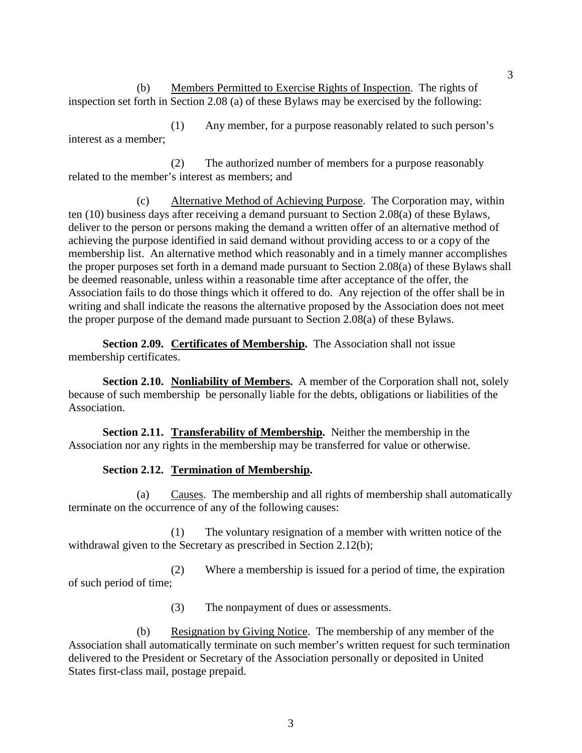(b) Members Permitted to Exercise Rights of Inspection. The rights of inspection set forth in Section 2.08 (a) of these Bylaws may be exercised by the following:

(1) Any member, for a purpose reasonably related to such person's interest as a member;

(2) The authorized number of members for a purpose reasonably related to the member's interest as members; and

(c) Alternative Method of Achieving Purpose. The Corporation may, within ten (10) business days after receiving a demand pursuant to Section 2.08(a) of these Bylaws, deliver to the person or persons making the demand a written offer of an alternative method of achieving the purpose identified in said demand without providing access to or a copy of the membership list. An alternative method which reasonably and in a timely manner accomplishes the proper purposes set forth in a demand made pursuant to Section 2.08(a) of these Bylaws shall be deemed reasonable, unless within a reasonable time after acceptance of the offer, the Association fails to do those things which it offered to do. Any rejection of the offer shall be in writing and shall indicate the reasons the alternative proposed by the Association does not meet the proper purpose of the demand made pursuant to Section 2.08(a) of these Bylaws.

**Section 2.09. Certificates of Membership.** The Association shall not issue membership certificates.

**Section 2.10. Nonliability of Members.** A member of the Corporation shall not, solely because of such membership be personally liable for the debts, obligations or liabilities of the Association.

**Section 2.11. Transferability of Membership.** Neither the membership in the Association nor any rights in the membership may be transferred for value or otherwise.

**Section 2.12. Termination of Membership.**

(a) Causes. The membership and all rights of membership shall automatically terminate on the occurrence of any of the following causes:

(1) The voluntary resignation of a member with written notice of the withdrawal given to the Secretary as prescribed in Section 2.12(b);

(2) Where a membership is issued for a period of time, the expiration of such period of time;

(3) The nonpayment of dues or assessments.

(b) Resignation by Giving Notice. The membership of any member of the Association shall automatically terminate on such member's written request for such termination delivered to the President or Secretary of the Association personally or deposited in United States first-class mail, postage prepaid.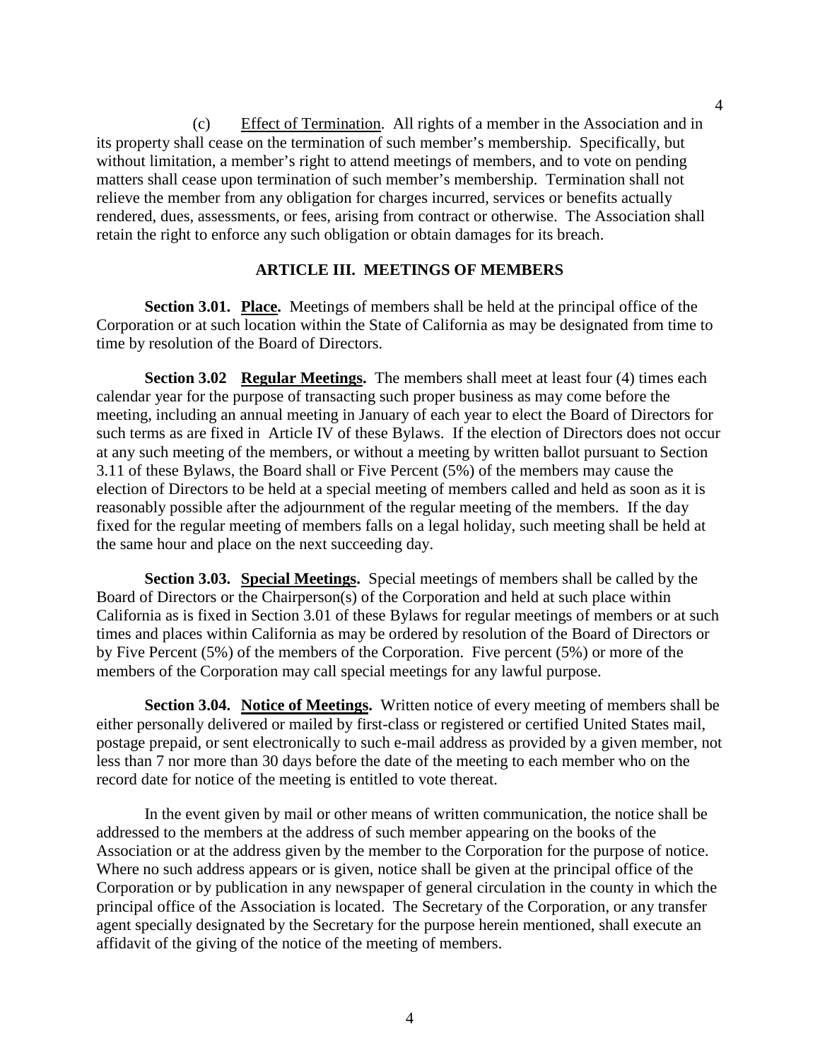(c) Effect of Termination. All rights of a member in the Association and in its property shall cease on the termination of such member's membership. Specifically, but without limitation, a member's right to attend meetings of members, and to vote on pending matters shall cease upon termination of such member's membership. Termination shall not relieve the member from any obligation for charges incurred, services or benefits actually rendered, dues, assessments, or fees, arising from contract or otherwise. The Association shall retain the right to enforce any such obligation or obtain damages for its breach.

## ARTICLE III. MEETINGS OF MEMBERS

**Section 3.01. Place.** Meetings of members shall be held at the principal office of the Corporation or at such location within the State of California as may be designated from time to time by resolution of the Board of Directors.

**Section 3.02 Regular Meetings.** The members shall meet at least four (4) times each calendar year for the purpose of transacting such proper business as may come before the meeting, including an annual meeting in January of each year to elect the Board of Directors for such terms as are fixed in Article IV of these Bylaws. If the election of Directors does not occur at any such meeting of the members, or without a meeting by written ballot pursuant to Section 3.11 of these Bylaws, the Board shall or Five Percent (5%) of the members may cause the election of Directors to be held at a special meeting of members called and held as soon as it is reasonably possible after the adjournment of the regular meeting of the members. If the day fixed for the regular meeting of members falls on a legal holiday, such meeting shall be held at the same hour and place on the next succeeding day.

**Section 3.03. Special Meetings.** Special meetings of members shall be called by the Board of Directors or the Chairperson(s) of the Corporation and held at such place within California as is fixed in Section 3.01 of these Bylaws for regular meetings of members or at such times and places within California as may be ordered by resolution of the Board of Directors or by Five Percent (5%) of the members of the Corporation. Five percent (5%) or more of the members of the Corporation may call special meetings for any lawful purpose.

**Section 3.04. Notice of Meetings.** Written notice of every meeting of members shall be either personally delivered or mailed by first-class or registered or certified United States mail, postage prepaid, or sent electronically to such e-mail address as provided by a given member, not less than 7 nor more than 30 days before the date of the meeting to each member who on the record date for notice of the meeting is entitled to vote thereat.

In the event given by mail or other means of written communication, the notice shall be addressed to the members at the address of such member appearing on the books of the Association or at the address given by the member to the Corporation for the purpose of notice. Where no such address appears or is given, notice shall be given at the principal office of the Corporation or by publication in any newspaper of general circulation in the county in which the principal office of the Association is located. The Secretary of the Corporation, or any transfer agent specially designated by the Secretary for the purpose herein mentioned, shall execute an affidavit of the giving of the notice of the meeting of members.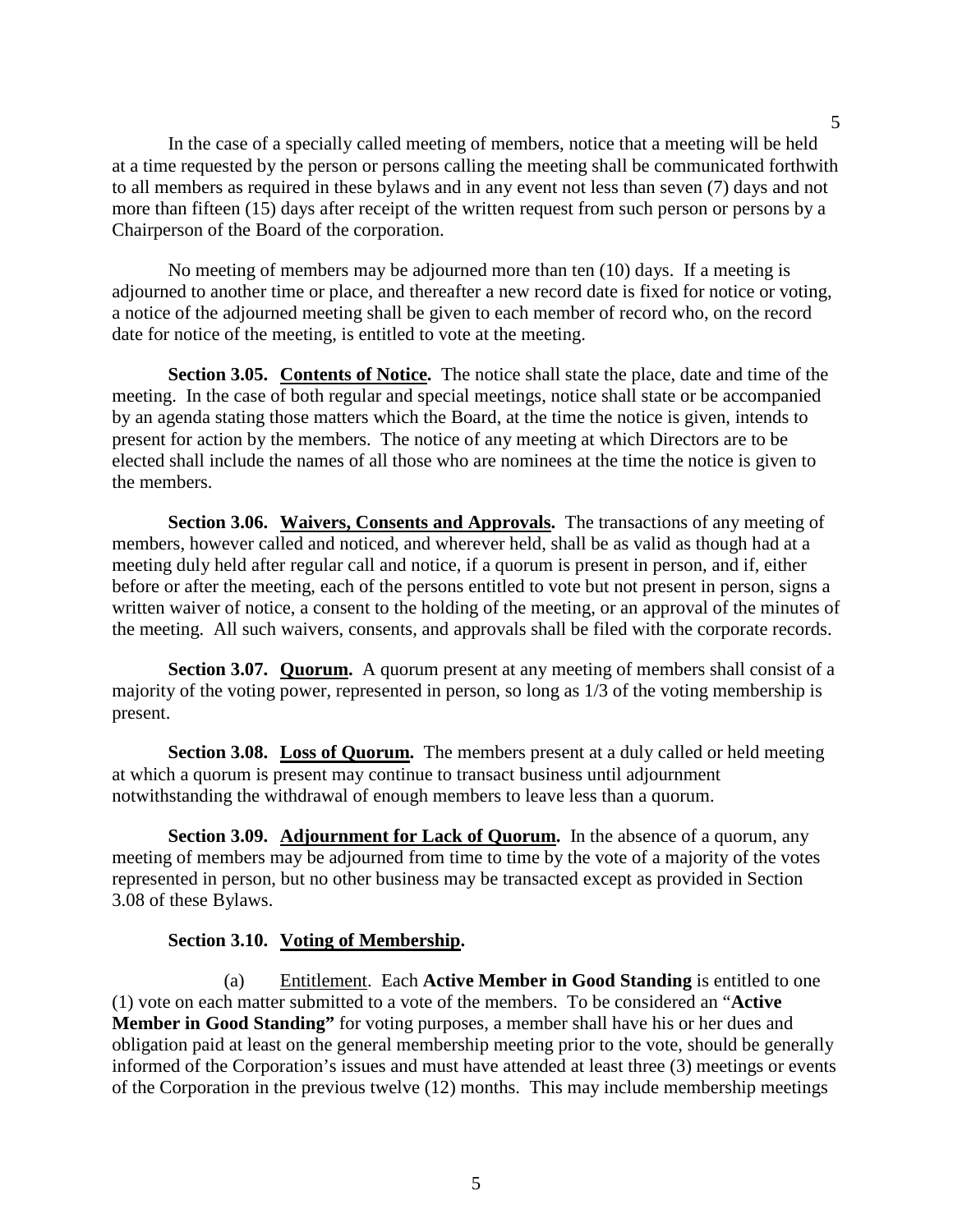In the case of a specially called meeting of members, notice that a meeting will be held at a time requested by the person or persons calling the meeting shall be communicated forthwith to all members as required in these bylaws and in any event not less than seven (7) days and not more than fifteen (15) days after receipt of the written request from such person or persons by a Chairperson of the Board of the corporation.

No meeting of members may be adjourned more than ten (10) days. If a meeting is adjourned to another time or place, and thereafter a new record date is fixed for notice or voting, a notice of the adjourned meeting shall be given to each member of record who, on the record date for notice of the meeting, is entitled to vote at the meeting.

**Section 3.05. Contents of Notice.** The notice shall state the place, date and time of the meeting. In the case of both regular and special meetings, notice shall state or be accompanied by an agenda stating those matters which the Board, at the time the notice is given, intends to present for action by the members. The notice of any meeting at which Directors are to be elected shall include the names of all those who are nominees at the time the notice is given to the members.

**Section 3.06. Waivers, Consents and Approvals.** The transactions of any meeting of members, however called and noticed, and wherever held, shall be as valid as though had at a meeting duly held after regular call and notice, if a quorum is present in person, and if, either before or after the meeting, each of the persons entitled to vote but not present in person, signs a written waiver of notice, a consent to the holding of the meeting, or an approval of the minutes of the meeting. All such waivers, consents, and approvals shall be filed with the corporate records.

**Section 3.07. Quorum.** A quorum present at any meeting of members shall consist of a majority of the voting power, represented in person, so long as 1/3 of the voting membership is present.

**Section 3.08. Loss of Quorum.** The members present at a duly called or held meeting at which a quorum is present may continue to transact business until adjournment notwithstanding the withdrawal of enough members to leave less than a quorum.

**Section 3.09. Adjournment for Lack of Quorum.** In the absence of a quorum, any meeting of members may be adjourned from time to time by the vote of a majority of the votes represented in person, but no other business may be transacted except as provided in Section 3.08 of these Bylaws.

**Section 3.10. Voting of Membership.**

(a) Entitlement. Each **Active Member in Good Standing** is entitled to one (1) vote on each matter submitted to a vote of the members. To be considered an "**Active Member in Good Standing"** for voting purposes, a member shall have his or her dues and obligation paid at least on the general membership meeting prior to the vote, should be generally informed of the Corporation's issues and must have attended at least three (3) meetings or events of the Corporation in the previous twelve (12) months. This may include membership meetings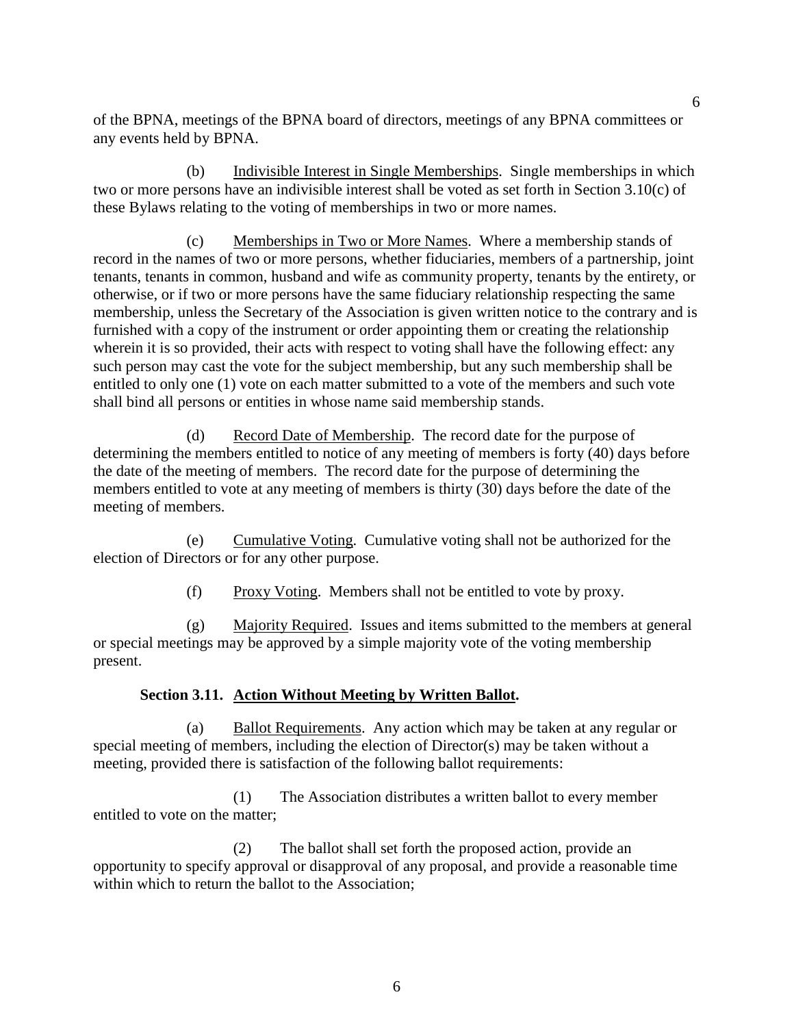of the BPNA, meetings of the BPNA board of directors, meetings of any BPNA committees or any events held by BPNA.

(b) Indivisible Interest in Single Memberships. Single memberships in which two or more persons have an indivisible interest shall be voted as set forth in Section 3.10(c) of these Bylaws relating to the voting of memberships in two or more names.

(c) Memberships in Two or More Names. Where a membership stands of record in the names of two or more persons, whether fiduciaries, members of a partnership, joint tenants, tenants in common, husband and wife as community property, tenants by the entirety, or otherwise, or if two or more persons have the same fiduciary relationship respecting the same membership, unless the Secretary of the Association is given written notice to the contrary and is furnished with a copy of the instrument or order appointing them or creating the relationship wherein it is so provided, their acts with respect to voting shall have the following effect: any such person may cast the vote for the subject membership, but any such membership shall be entitled to only one (1) vote on each matter submitted to a vote of the members and such vote shall bind all persons or entities in whose name said membership stands.

(d) Record Date of Membership. The record date for the purpose of determining the members entitled to notice of any meeting of members is forty (40) days before the date of the meeting of members. The record date for the purpose of determining the members entitled to vote at any meeting of members is thirty (30) days before the date of the meeting of members.

(e) Cumulative Voting. Cumulative voting shall not be authorized for the election of Directors or for any other purpose.

(f) Proxy Voting. Members shall not be entitled to vote by proxy.

(g) Majority Required. Issues and items submitted to the members at general or special meetings may be approved by a simple majority vote of the voting membership present.

### Section 3.11. Action Without Meeting by Written Ballot.

(a) Ballot Requirements. Any action which may be taken at any regular or special meeting of members, including the election of Director(s) may be taken without a meeting, provided there is satisfaction of the following ballot requirements:

(1) The Association distributes a written ballot to every member entitled to vote on the matter;

(2) The ballot shall set forth the proposed action, provide an opportunity to specify approval or disapproval of any proposal, and provide a reasonable time within which to return the ballot to the Association;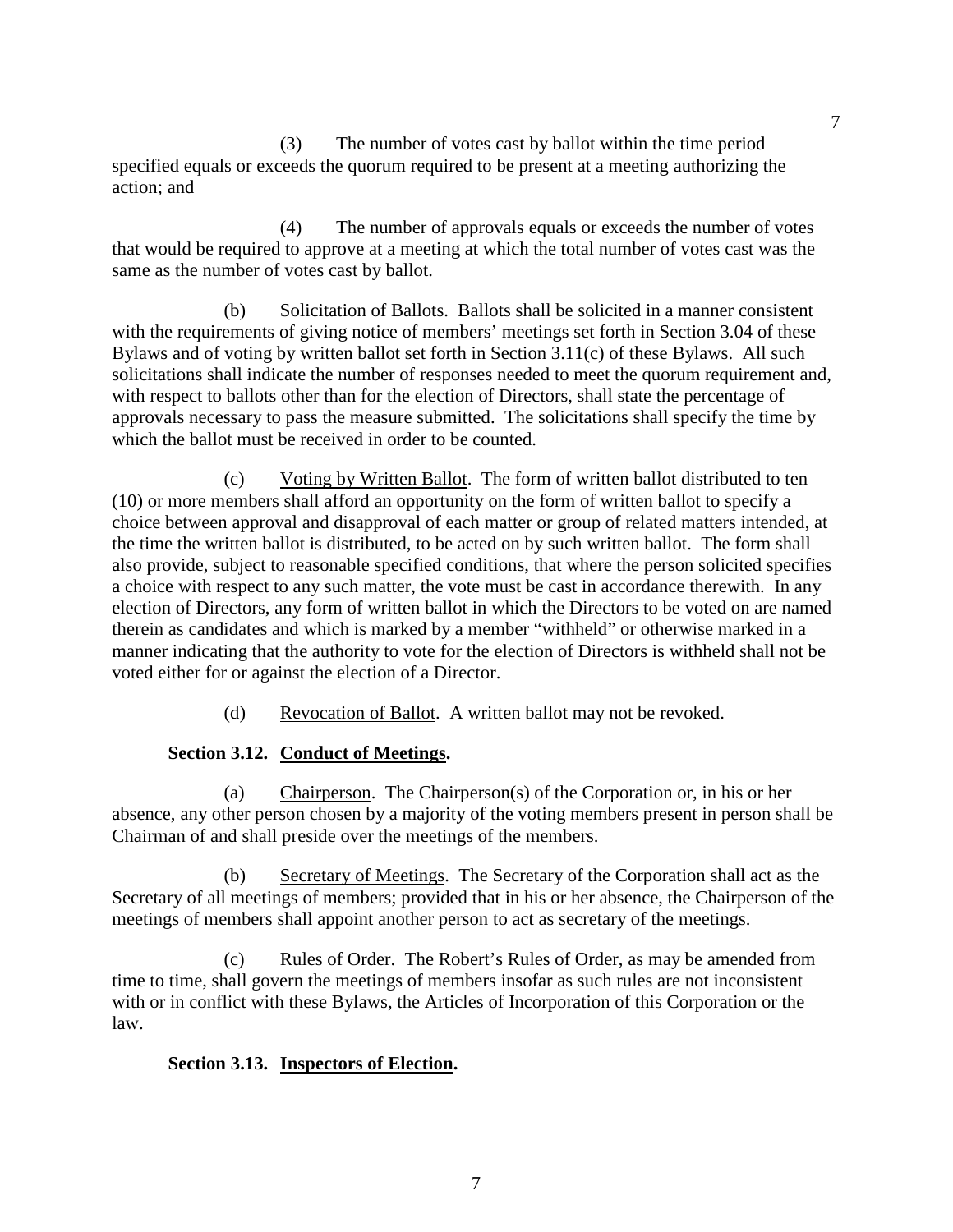(3) The number of votes cast by ballot within the time period specified equals or exceeds the quorum required to be present at a meeting authorizing the action; and

(4) The number of approvals equals or exceeds the number of votes that would be required to approve at a meeting at which the total number of votes cast was the same as the number of votes cast by ballot.

(b) Solicitation of Ballots. Ballots shall be solicited in a manner consistent with the requirements of giving notice of members' meetings set forth in Section 3.04 of these Bylaws and of voting by written ballot set forth in Section 3.11(c) of these Bylaws. All such solicitations shall indicate the number of responses needed to meet the quorum requirement and, with respect to ballots other than for the election of Directors, shall state the percentage of approvals necessary to pass the measure submitted. The solicitations shall specify the time by which the ballot must be received in order to be counted.

(c) Voting by Written Ballot. The form of written ballot distributed to ten (10) or more members shall afford an opportunity on the form of written ballot to specify a choice between approval and disapproval of each matter or group of related matters intended, at the time the written ballot is distributed, to be acted on by such written ballot. The form shall also provide, subject to reasonable specified conditions, that where the person solicited specifies a choice with respect to any such matter, the vote must be cast in accordance therewith. In any election of Directors, any form of written ballot in which the Directors to be voted on are named therein as candidates and which is marked by a member "withheld" or otherwise marked in a manner indicating that the authority to vote for the election of Directors is withheld shall not be voted either for or against the election of a Director.

(d) Revocation of Ballot. A written ballot may not be revoked.

**Section 3.12. Conduct of Meetings.**

(a) Chairperson. The Chairperson(s) of the Corporation or, in his or her absence, any other person chosen by a majority of the voting members present in person shall be Chairman of and shall preside over the meetings of the members.

(b) Secretary of Meetings. The Secretary of the Corporation shall act as the Secretary of all meetings of members; provided that in his or her absence, the Chairperson of the meetings of members shall appoint another person to act as secretary of the meetings.

(c) Rules of Order. The Robert's Rules of Order, as may be amended from time to time, shall govern the meetings of members insofar as such rules are not inconsistent with or in conflict with these Bylaws, the Articles of Incorporation of this Corporation or the law.

**Section 3.13. Inspectors of Election.**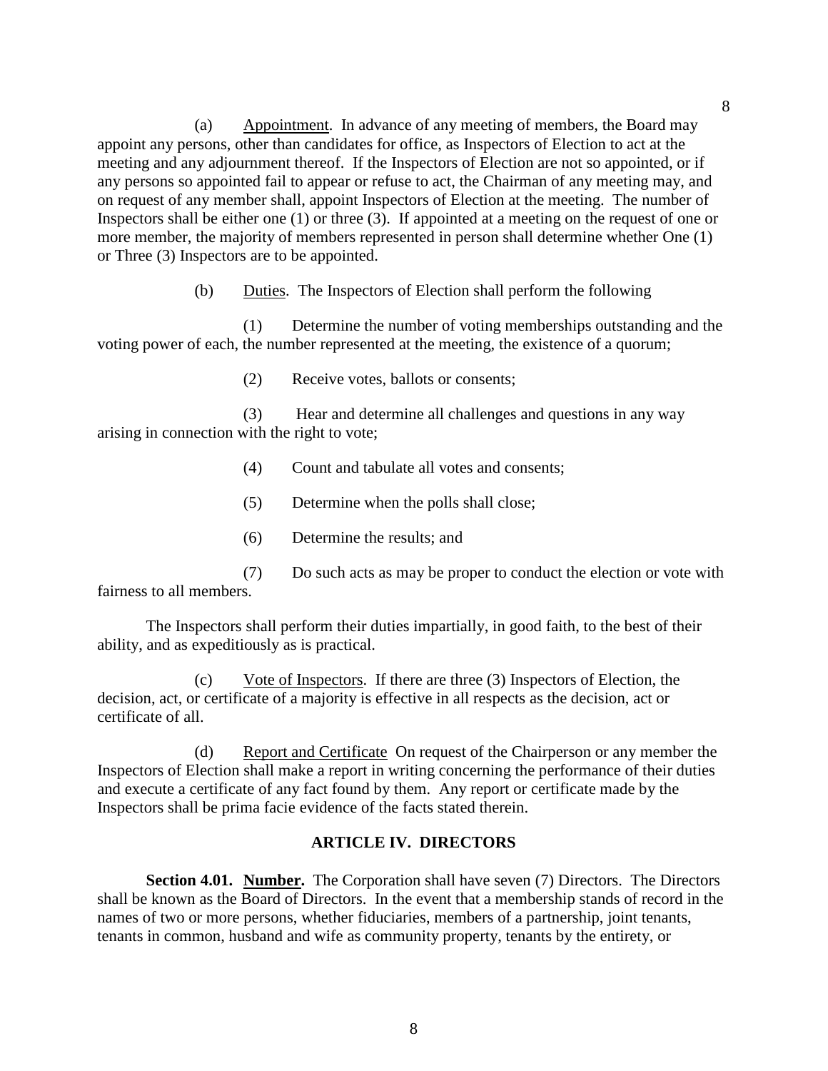(a) Appointment. In advance of any meeting of members, the Board may appoint any persons, other than candidates for office, as Inspectors of Election to act at the meeting and any adjournment thereof. If the Inspectors of Election are not so appointed, or if any persons so appointed fail to appear or refuse to act, the Chairman of any meeting may, and on request of any member shall, appoint Inspectors of Election at the meeting. The number of Inspectors shall be either one (1) or three (3). If appointed at a meeting on the request of one or more member, the majority of members represented in person shall determine whether One (1) or Three (3) Inspectors are to be appointed.

(b) Duties. The Inspectors of Election shall perform the following

(1) Determine the number of voting memberships outstanding and the voting power of each, the number represented at the meeting, the existence of a quorum;

(2) Receive votes, ballots or consents;

(3) Hear and determine all challenges and questions in any way arising in connection with the right to vote;

(4) Count and tabulate all votes and consents;

(5) Determine when the polls shall close;

(6) Determine the results; and

(7) Do such acts as may be proper to conduct the election or vote with fairness to all members.

The Inspectors shall perform their duties impartially, in good faith, to the best of their ability, and as expeditiously as is practical.

(c) Vote of Inspectors. If there are three (3) Inspectors of Election, the decision, act, or certificate of a majority is effective in all respects as the decision, act or certificate of all.

(d) Report and Certificate On request of the Chairperson or any member the Inspectors of Election shall make a report in writing concerning the performance of their duties and execute a certificate of any fact found by them. Any report or certificate made by the Inspectors shall be prima facie evidence of the facts stated therein.

## ARTICLE IV. DIRECTORS

**Section 4.01. Number.** The Corporation shall have seven (7) Directors. The Directors shall be known as the Board of Directors. In the event that a membership stands of record in the names of two or more persons, whether fiduciaries, members of a partnership, joint tenants, tenants in common, husband and wife as community property, tenants by the entirety, or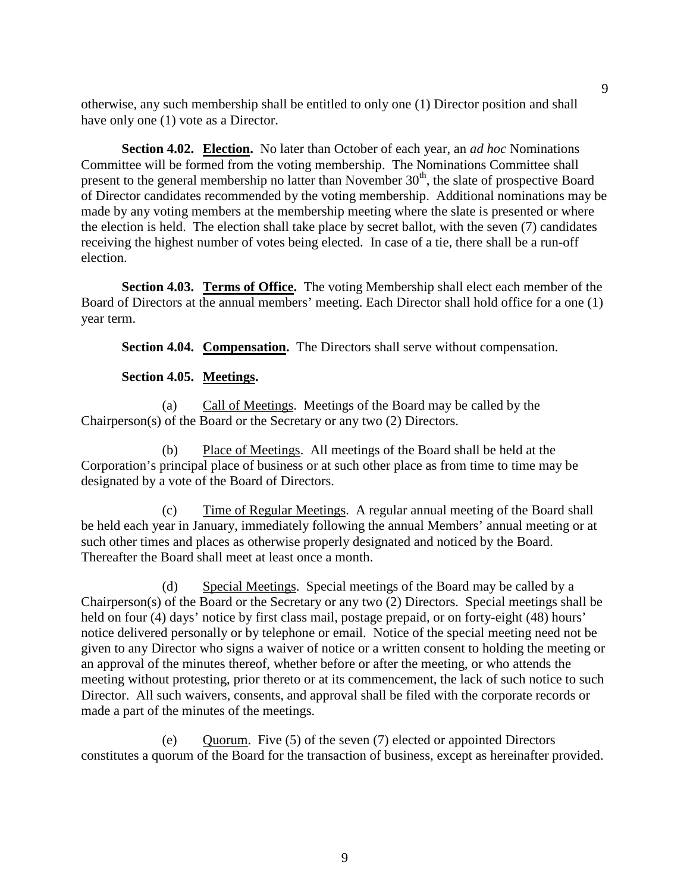otherwise, any such membership shall be entitled to only one (1) Director position and shall have only one (1) vote as a Director.

**Section 4.02. <u>Election</u>.** No later than October of each year, an *ad hoc* Nominations Committee will be formed from the voting membership. The Nominations Committee shall present to the general membership no latter than November 30th, the slate of prospective Board of Director candidates recommended by the voting membership. Additional nominations may be made by any voting members at the membership meeting where the slate is presented or where the election is held. The election shall take place by secret ballot, with the seven (7) candidates receiving the highest number of votes being elected. In case of a tie, there shall be a run-off election.

**Section 4.03. <u>Terms of Office</u>.** The voting Membership shall elect each member of the Board of Directors at the annual members' meeting. Each Director shall hold office for a one (1) year term.

**Section 4.04. <u>Compensation</u>.** The Directors shall serve without compensation.

**Section 4.05. <u>Meetings</u>.**

(a) <u>Call of Meetings</u>. Meetings of the Board may be called by the Chairperson(s) of the Board or the Secretary or any two (2) Directors.

(b) <u>Place of Meetings</u>. All meetings of the Board shall be held at the Corporation's principal place of business or at such other place as from time to time may be designated by a vote of the Board of Directors.

(c) <u>Time of Regular Meetings</u>. A regular annual meeting of the Board shall be held each year in January, immediately following the annual Members' annual meeting or at such other times and places as otherwise properly designated and noticed by the Board. Thereafter the Board shall meet at least once a month.

(d) <u>Special Meetings</u>. Special meetings of the Board may be called by a Chairperson(s) of the Board or the Secretary or any two (2) Directors. Special meetings shall be held on four (4) days' notice by first class mail, postage prepaid, or on forty-eight (48) hours' notice delivered personally or by telephone or email. Notice of the special meeting need not be given to any Director who signs a waiver of notice or a written consent to holding the meeting or an approval of the minutes thereof, whether before or after the meeting, or who attends the meeting without protesting, prior thereto or at its commencement, the lack of such notice to such Director. All such waivers, consents, and approval shall be filed with the corporate records or made a part of the minutes of the meetings.

(e) <u>Quorum</u>. Five (5) of the seven (7) elected or appointed Directors constitutes a quorum of the Board for the transaction of business, except as hereinafter provided.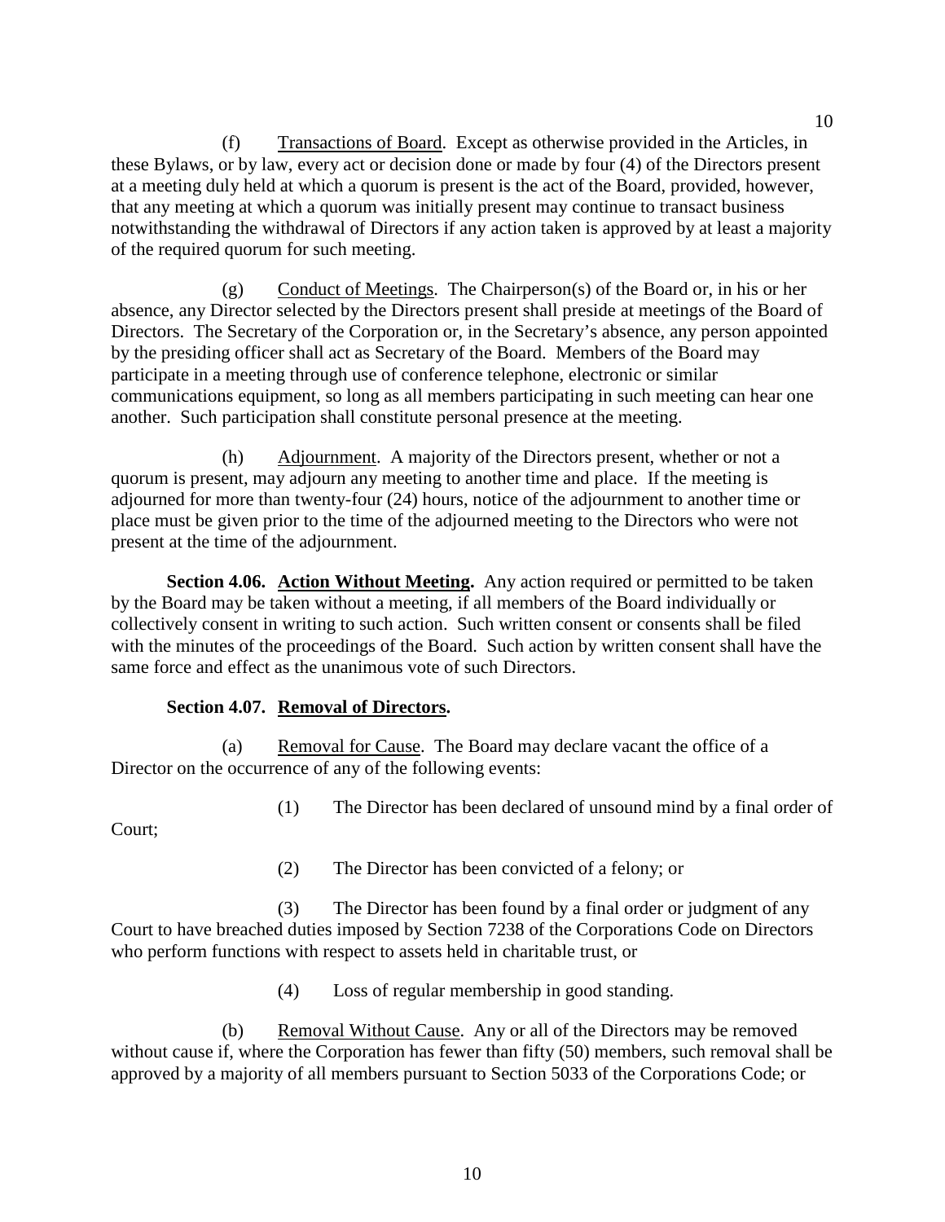(f) Transactions of Board. Except as otherwise provided in the Articles, in these Bylaws, or by law, every act or decision done or made by four (4) of the Directors present at a meeting duly held at which a quorum is present is the act of the Board, provided, however, that any meeting at which a quorum was initially present may continue to transact business notwithstanding the withdrawal of Directors if any action taken is approved by at least a majority of the required quorum for such meeting.

(g) Conduct of Meetings. The Chairperson(s) of the Board or, in his or her absence, any Director selected by the Directors present shall preside at meetings of the Board of Directors. The Secretary of the Corporation or, in the Secretary's absence, any person appointed by the presiding officer shall act as Secretary of the Board. Members of the Board may participate in a meeting through use of conference telephone, electronic or similar communications equipment, so long as all members participating in such meeting can hear one another. Such participation shall constitute personal presence at the meeting.

(h) Adjournment. A majority of the Directors present, whether or not a quorum is present, may adjourn any meeting to another time and place. If the meeting is adjourned for more than twenty-four (24) hours, notice of the adjournment to another time or place must be given prior to the time of the adjourned meeting to the Directors who were not present at the time of the adjournment.

**Section 4.06. Action Without Meeting.** Any action required or permitted to be taken by the Board may be taken without a meeting, if all members of the Board individually or collectively consent in writing to such action. Such written consent or consents shall be filed with the minutes of the proceedings of the Board. Such action by written consent shall have the same force and effect as the unanimous vote of such Directors.

**Section 4.07. Removal of Directors.**

(a) Removal for Cause. The Board may declare vacant the office of a Director on the occurrence of any of the following events:

(1) The Director has been declared of unsound mind by a final order of Court;

(2) The Director has been convicted of a felony; or

(3) The Director has been found by a final order or judgment of any Court to have breached duties imposed by Section 7238 of the Corporations Code on Directors who perform functions with respect to assets held in charitable trust, or

(4) Loss of regular membership in good standing.

(b) Removal Without Cause. Any or all of the Directors may be removed without cause if, where the Corporation has fewer than fifty (50) members, such removal shall be approved by a majority of all members pursuant to Section 5033 of the Corporations Code; or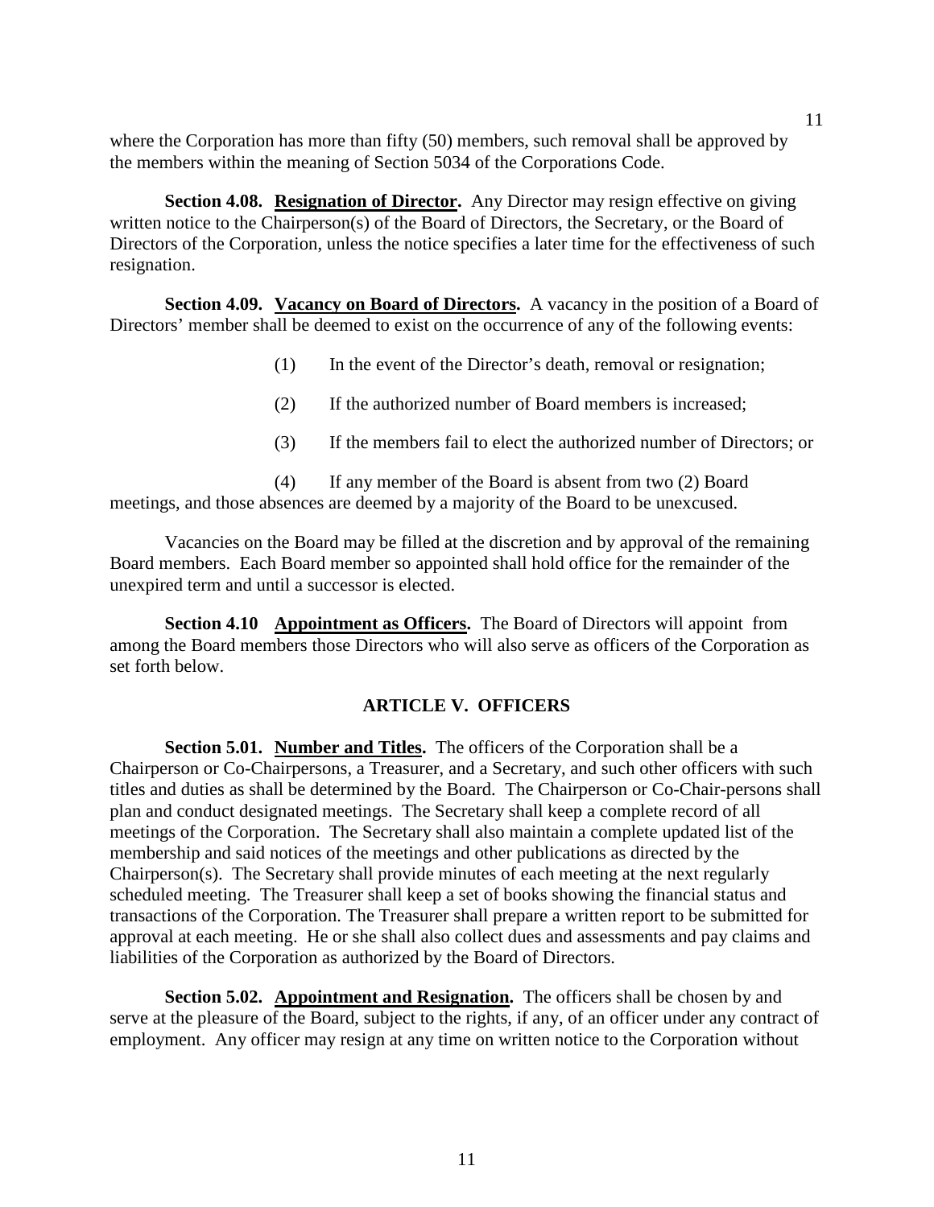where the Corporation has more than fifty (50) members, such removal shall be approved by the members within the meaning of Section 5034 of the Corporations Code.

**Section 4.08. <u>Resignation of Director</u>.** Any Director may resign effective on giving written notice to the Chairperson(s) of the Board of Directors, the Secretary, or the Board of Directors of the Corporation, unless the notice specifies a later time for the effectiveness of such resignation.

**Section 4.09. <u>Vacancy on Board of Directors</u>.** A vacancy in the position of a Board of Directors' member shall be deemed to exist on the occurrence of any of the following events:

(1) In the event of the Director's death, removal or resignation;

(2) If the authorized number of Board members is increased;

(3) If the members fail to elect the authorized number of Directors; or

(4) If any member of the Board is absent from two (2) Board meetings, and those absences are deemed by a majority of the Board to be unexcused.

Vacancies on the Board may be filled at the discretion and by approval of the remaining Board members. Each Board member so appointed shall hold office for the remainder of the unexpired term and until a successor is elected.

**Section 4.10 <u>Appointment as Officers</u>.** The Board of Directors will appoint from among the Board members those Directors who will also serve as officers of the Corporation as set forth below.

## ARTICLE V. OFFICERS

**Section 5.01. <u>Number and Titles</u>.** The officers of the Corporation shall be a Chairperson or Co-Chairpersons, a Treasurer, and a Secretary, and such other officers with such titles and duties as shall be determined by the Board. The Chairperson or Co-Chair-persons shall plan and conduct designated meetings. The Secretary shall keep a complete record of all meetings of the Corporation. The Secretary shall also maintain a complete updated list of the membership and said notices of the meetings and other publications as directed by the Chairperson(s). The Secretary shall provide minutes of each meeting at the next regularly scheduled meeting. The Treasurer shall keep a set of books showing the financial status and transactions of the Corporation. The Treasurer shall prepare a written report to be submitted for approval at each meeting. He or she shall also collect dues and assessments and pay claims and liabilities of the Corporation as authorized by the Board of Directors.

**Section 5.02. <u>Appointment and Resignation</u>.** The officers shall be chosen by and serve at the pleasure of the Board, subject to the rights, if any, of an officer under any contract of employment. Any officer may resign at any time on written notice to the Corporation without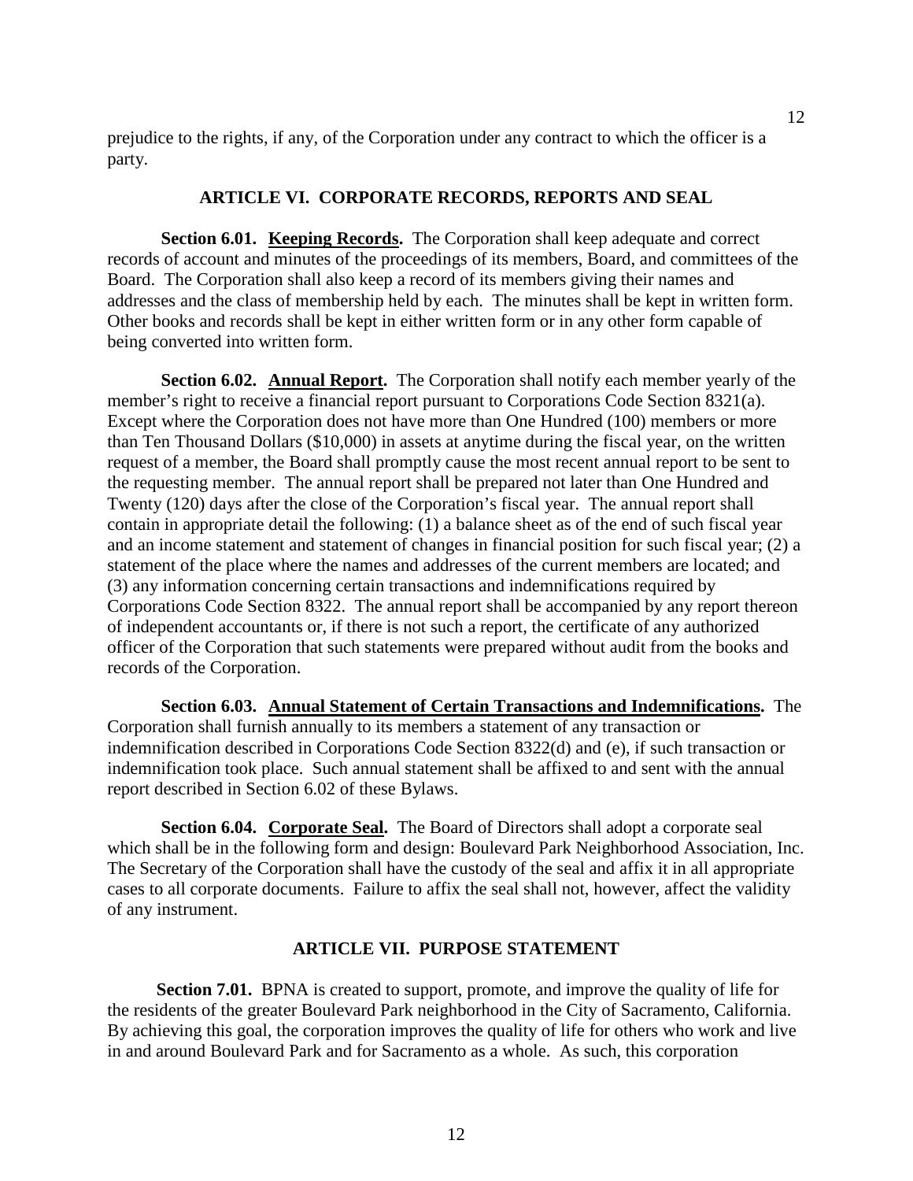prejudice to the rights, if any, of the Corporation under any contract to which the officer is a party.

## ARTICLE VI. CORPORATE RECORDS, REPORTS AND SEAL

**Section 6.01. Keeping Records.** The Corporation shall keep adequate and correct records of account and minutes of the proceedings of its members, Board, and committees of the Board. The Corporation shall also keep a record of its members giving their names and addresses and the class of membership held by each. The minutes shall be kept in written form. Other books and records shall be kept in either written form or in any other form capable of being converted into written form.

**Section 6.02. Annual Report.** The Corporation shall notify each member yearly of the member's right to receive a financial report pursuant to Corporations Code Section 8321(a). Except where the Corporation does not have more than One Hundred (100) members or more than Ten Thousand Dollars ($10,000) in assets at anytime during the fiscal year, on the written request of a member, the Board shall promptly cause the most recent annual report to be sent to the requesting member. The annual report shall be prepared not later than One Hundred and Twenty (120) days after the close of the Corporation's fiscal year. The annual report shall contain in appropriate detail the following: (1) a balance sheet as of the end of such fiscal year and an income statement and statement of changes in financial position for such fiscal year; (2) a statement of the place where the names and addresses of the current members are located; and (3) any information concerning certain transactions and indemnifications required by Corporations Code Section 8322. The annual report shall be accompanied by any report thereon of independent accountants or, if there is not such a report, the certificate of any authorized officer of the Corporation that such statements were prepared without audit from the books and records of the Corporation.

**Section 6.03. Annual Statement of Certain Transactions and Indemnifications.** The Corporation shall furnish annually to its members a statement of any transaction or indemnification described in Corporations Code Section 8322(d) and (e), if such transaction or indemnification took place. Such annual statement shall be affixed to and sent with the annual report described in Section 6.02 of these Bylaws.

**Section 6.04. Corporate Seal.** The Board of Directors shall adopt a corporate seal which shall be in the following form and design: Boulevard Park Neighborhood Association, Inc. The Secretary of the Corporation shall have the custody of the seal and affix it in all appropriate cases to all corporate documents. Failure to affix the seal shall not, however, affect the validity of any instrument.

## ARTICLE VII. PURPOSE STATEMENT

**Section 7.01.** BPNA is created to support, promote, and improve the quality of life for the residents of the greater Boulevard Park neighborhood in the City of Sacramento, California. By achieving this goal, the corporation improves the quality of life for others who work and live in and around Boulevard Park and for Sacramento as a whole. As such, this corporation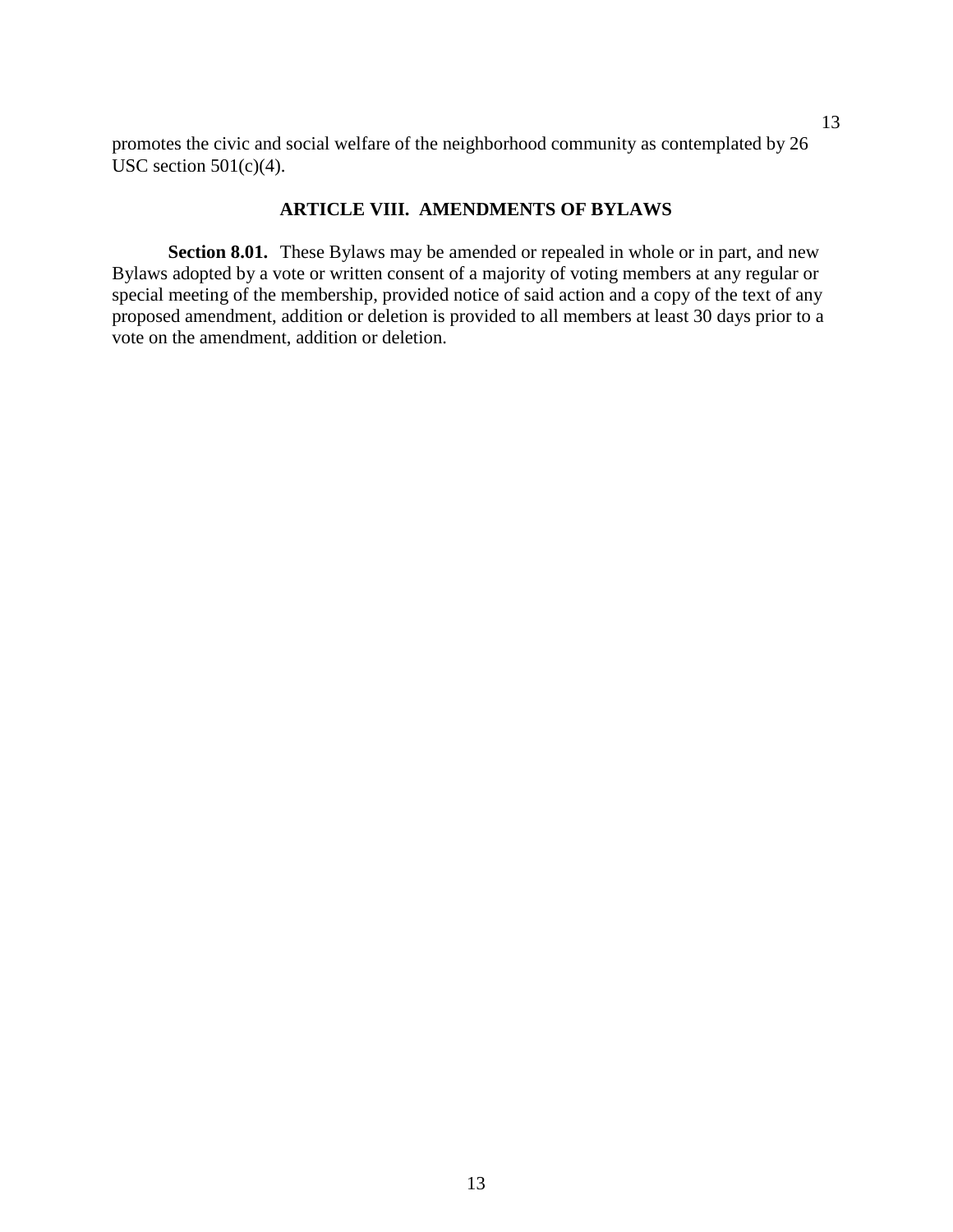promotes the civic and social welfare of the neighborhood community as contemplated by 26 USC section 501(c)(4).

## ARTICLE VIII. AMENDMENTS OF BYLAWS

**Section 8.01.** These Bylaws may be amended or repealed in whole or in part, and new Bylaws adopted by a vote or written consent of a majority of voting members at any regular or special meeting of the membership, provided notice of said action and a copy of the text of any proposed amendment, addition or deletion is provided to all members at least 30 days prior to a vote on the amendment, addition or deletion.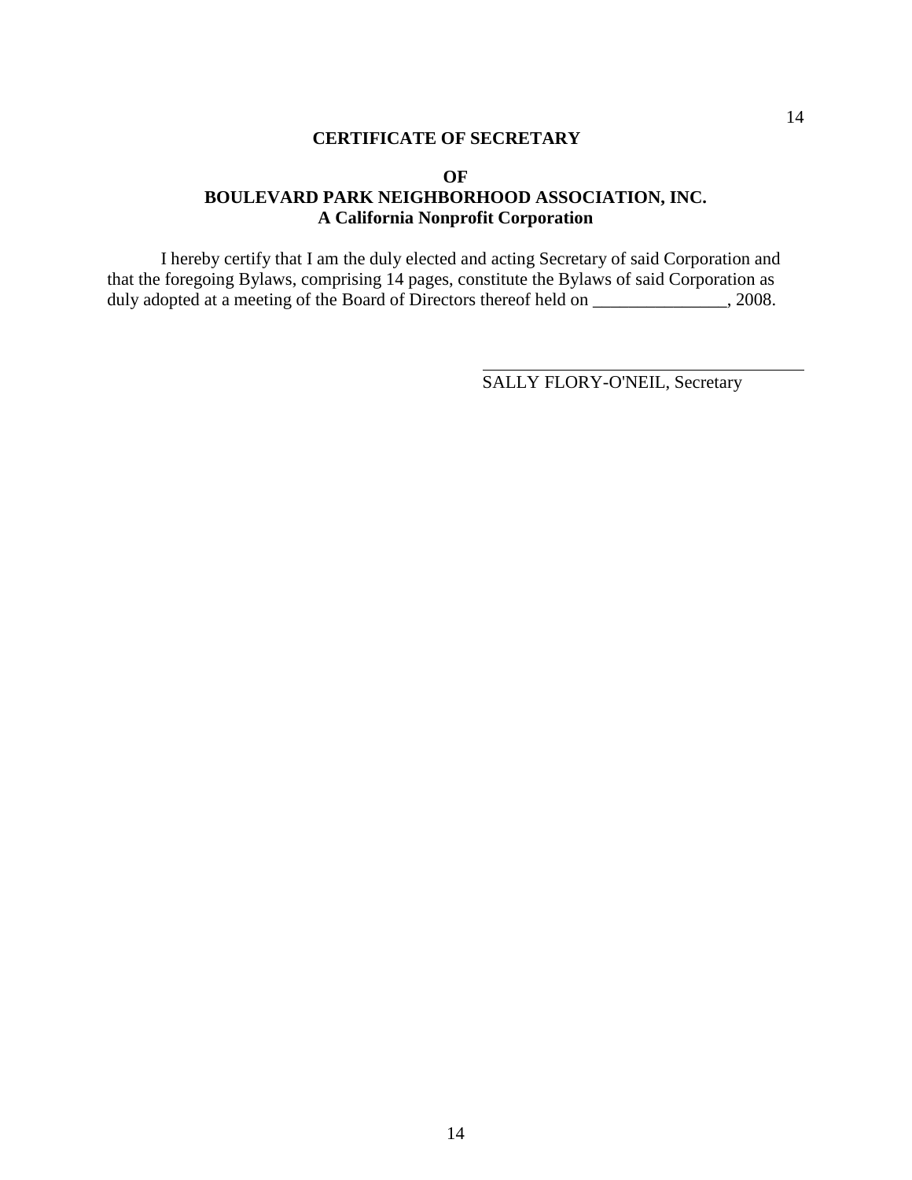# CERTIFICATE OF SECRETARY

## OF
## BOULEVARD PARK NEIGHBORHOOD ASSOCIATION, INC.
## A California Nonprofit Corporation

I hereby certify that I am the duly elected and acting Secretary of said Corporation and that the foregoing Bylaws, comprising 14 pages, constitute the Bylaws of said Corporation as duly adopted at a meeting of the Board of Directors thereof held on _______________, 2008.

_________________________________

SALLY FLORY-O'NEIL, Secretary